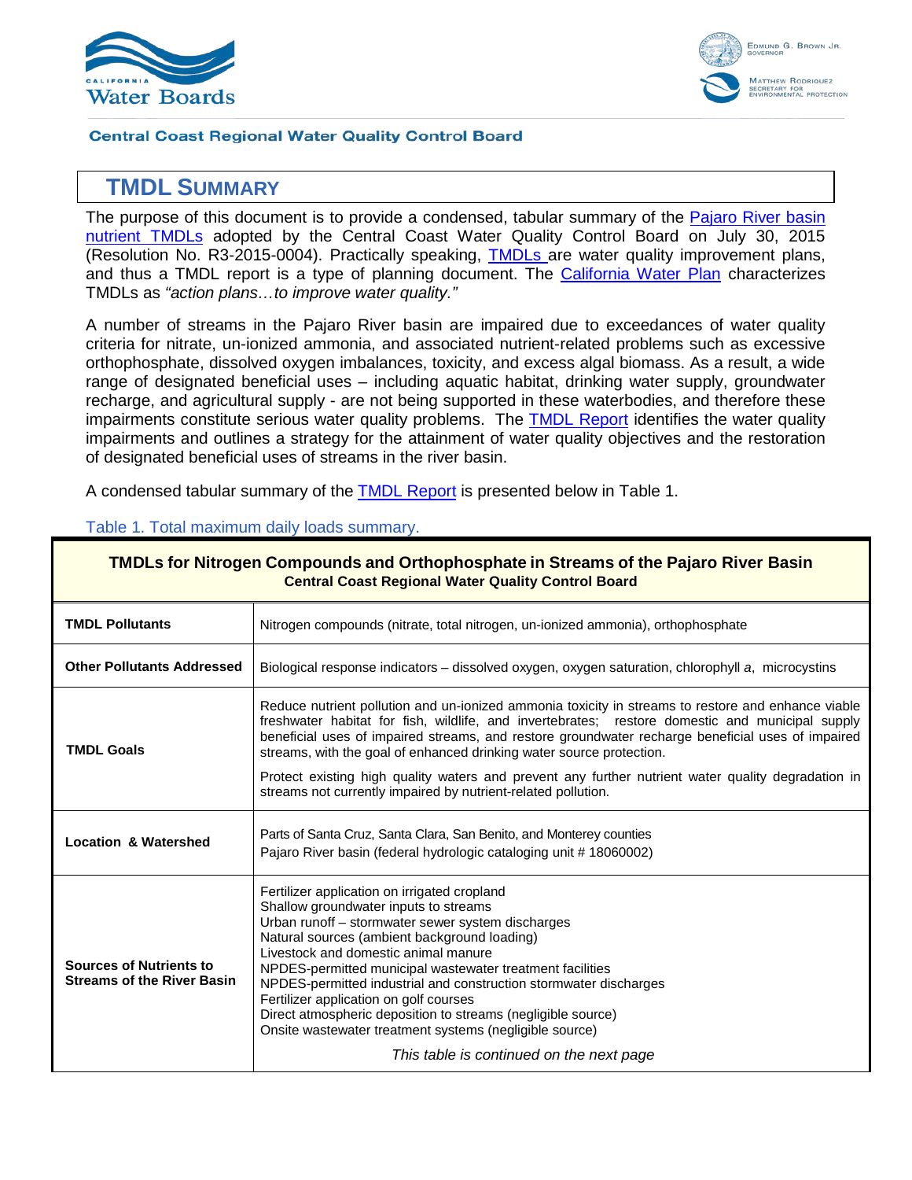Central Coast Regional Water Quality Control Board

## TMDL SUMMARY

The purpose of this document is to provide a condensed, tabular summary of the Pajaro River basin nutrient TMDLs adopted by the Central Coast Water Quality Control Board on July 30, 2015 (Resolution No. R3-2015-0004). Practically speaking, TMDLs are water quality improvement plans, and thus a TMDL report is a type of planning document. The California Water Plan characterizes TMDLs as *"action plans…to improve water quality."*

A number of streams in the Pajaro River basin are impaired due to exceedances of water quality criteria for nitrate, un-ionized ammonia, and associated nutrient-related problems such as excessive orthophosphate, dissolved oxygen imbalances, toxicity, and excess algal biomass. As a result, a wide range of designated beneficial uses – including aquatic habitat, drinking water supply, groundwater recharge, and agricultural supply - are not being supported in these waterbodies, and therefore these impairments constitute serious water quality problems. The TMDL Report identifies the water quality impairments and outlines a strategy for the attainment of water quality objectives and the restoration of designated beneficial uses of streams in the river basin.

A condensed tabular summary of the TMDL Report is presented below in Table 1.

Table 1. Total maximum daily loads summary.

| **TMDLs for Nitrogen Compounds and Orthophosphate in Streams of the Pajaro River Basin**<br>**Central Coast Regional Water Quality Control Board** | |
|---|---|
| **TMDL Pollutants** | Nitrogen compounds (nitrate, total nitrogen, un-ionized ammonia), orthophosphate |
| **Other Pollutants Addressed** | Biological response indicators – dissolved oxygen, oxygen saturation, chlorophyll *a*, microcystins |
| **TMDL Goals** | Reduce nutrient pollution and un-ionized ammonia toxicity in streams to restore and enhance viable freshwater habitat for fish, wildlife, and invertebrates; restore domestic and municipal supply beneficial uses of impaired streams, and restore groundwater recharge beneficial uses of impaired streams, with the goal of enhanced drinking water source protection.<br><br>Protect existing high quality waters and prevent any further nutrient water quality degradation in streams not currently impaired by nutrient-related pollution. |
| **Location & Watershed** | Parts of Santa Cruz, Santa Clara, San Benito, and Monterey counties<br>Pajaro River basin (federal hydrologic cataloging unit # 18060002) |
| **Sources of Nutrients to Streams of the River Basin** | Fertilizer application on irrigated cropland<br>Shallow groundwater inputs to streams<br>Urban runoff – stormwater sewer system discharges<br>Natural sources (ambient background loading)<br>Livestock and domestic animal manure<br>NPDES-permitted municipal wastewater treatment facilities<br>NPDES-permitted industrial and construction stormwater discharges<br>Fertilizer application on golf courses<br>Direct atmospheric deposition to streams (negligible source)<br>Onsite wastewater treatment systems (negligible source)<br><br>*This table is continued on the next page* |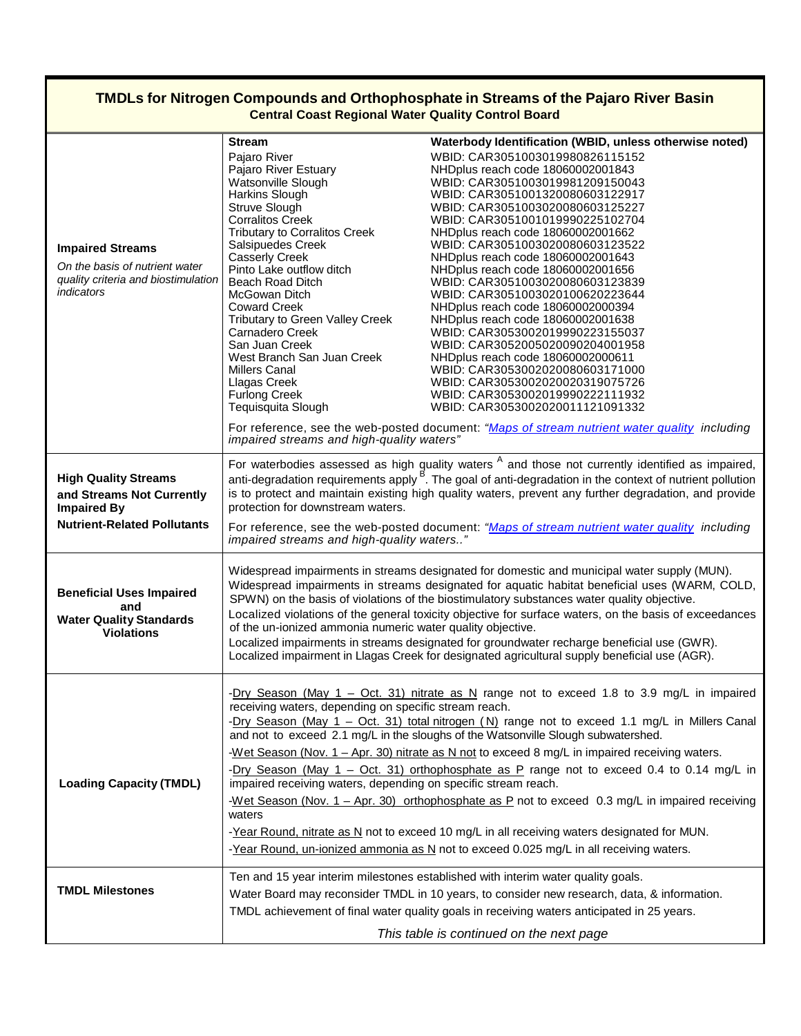## TMDLs for Nitrogen Compounds and Orthophosphate in Streams of the Pajaro River Basin

**Central Coast Regional Water Quality Control Board**

| | | |
|---|---|---|
| **Impaired Streams**<br>*On the basis of nutrient water quality criteria and biostimulation indicators* | **Stream**<br>Pajaro River<br>Pajaro River Estuary<br>Watsonville Slough<br>Harkins Slough<br>Struve Slough<br>Corralitos Creek<br>Tributary to Corralitos Creek<br>Salsipuedes Creek<br>Casserly Creek<br>Pinto Lake outflow ditch<br>Beach Road Ditch<br>McGowan Ditch<br>Coward Creek<br>Tributary to Green Valley Creek<br>Carnadero Creek<br>San Juan Creek<br>West Branch San Juan Creek<br>Millers Canal<br>Llagas Creek<br>Furlong Creek<br>Tequisquita Slough | **Waterbody Identification (WBID, unless otherwise noted)**<br>WBID: CAR3051003019980826115152<br>NHDplus reach code 18060002001843<br>WBID: CAR3051003019981209150043<br>WBID: CAR3051001320080603122917<br>WBID: CAR3051003020080603125227<br>WBID: CAR3051001019990225102704<br>NHDplus reach code 18060002001662<br>WBID: CAR3051003020080603123522<br>NHDplus reach code 18060002001643<br>NHDplus reach code 18060002001656<br>WBID: CAR3051003020080603123839<br>WBID: CAR3051003020100620223644<br>NHDplus reach code 18060002000394<br>NHDplus reach code 18060002001638<br>WBID: CAR3053002019990223155037<br>WBID: CAR3052005020090204001958<br>NHDplus reach code 18060002000611<br>WBID: CAR3053002020080603171000<br>WBID: CAR3053002020020319075726<br>WBID: CAR3053002019990222111932<br>WBID: CAR3053002020011121091332 |
| | For reference, see the web-posted document: *"Maps of stream nutrient water quality including impaired streams and high-quality waters"* | |
| **High Quality Streams and Streams Not Currently Impaired By Nutrient-Related Pollutants** | For waterbodies assessed as high quality waters [A] and those not currently identified as impaired, anti-degradation requirements apply [B]. The goal of anti-degradation in the context of nutrient pollution is to protect and maintain existing high quality waters, prevent any further degradation, and provide protection for downstream waters.<br><br>For reference, see the web-posted document: *"Maps of stream nutrient water quality including impaired streams and high-quality waters.."* | |
| **Beneficial Uses Impaired and Water Quality Standards Violations** | Widespread impairments in streams designated for domestic and municipal water supply (MUN).<br>Widespread impairments in streams designated for aquatic habitat beneficial uses (WARM, COLD, SPWN) on the basis of violations of the biostimulatory substances water quality objective.<br>Localized violations of the general toxicity objective for surface waters, on the basis of exceedances of the un-ionized ammonia numeric water quality objective.<br>Localized impairments in streams designated for groundwater recharge beneficial use (GWR).<br>Localized impairment in Llagas Creek for designated agricultural supply beneficial use (AGR). | |
| **Loading Capacity (TMDL)** | -Dry Season (May 1 – Oct. 31) nitrate as N range not to exceed 1.8 to 3.9 mg/L in impaired receiving waters, depending on specific stream reach.<br>-Dry Season (May 1 – Oct. 31) total nitrogen (N) range not to exceed 1.1 mg/L in Millers Canal and not to exceed 2.1 mg/L in the sloughs of the Watsonville Slough subwatershed.<br>-Wet Season (Nov. 1 – Apr. 30) nitrate as N not to exceed 8 mg/L in impaired receiving waters.<br>-Dry Season (May 1 – Oct. 31) orthophosphate as P range not to exceed 0.4 to 0.14 mg/L in impaired receiving waters, depending on specific stream reach.<br>-Wet Season (Nov. 1 – Apr. 30) orthophosphate as P not to exceed 0.3 mg/L in impaired receiving waters<br>-Year Round, nitrate as N not to exceed 10 mg/L in all receiving waters designated for MUN.<br>-Year Round, un-ionized ammonia as N not to exceed 0.025 mg/L in all receiving waters. | |
| **TMDL Milestones** | Ten and 15 year interim milestones established with interim water quality goals.<br>Water Board may reconsider TMDL in 10 years, to consider new research, data, & information.<br>TMDL achievement of final water quality goals in receiving waters anticipated in 25 years.<br><br>*This table is continued on the next page* | |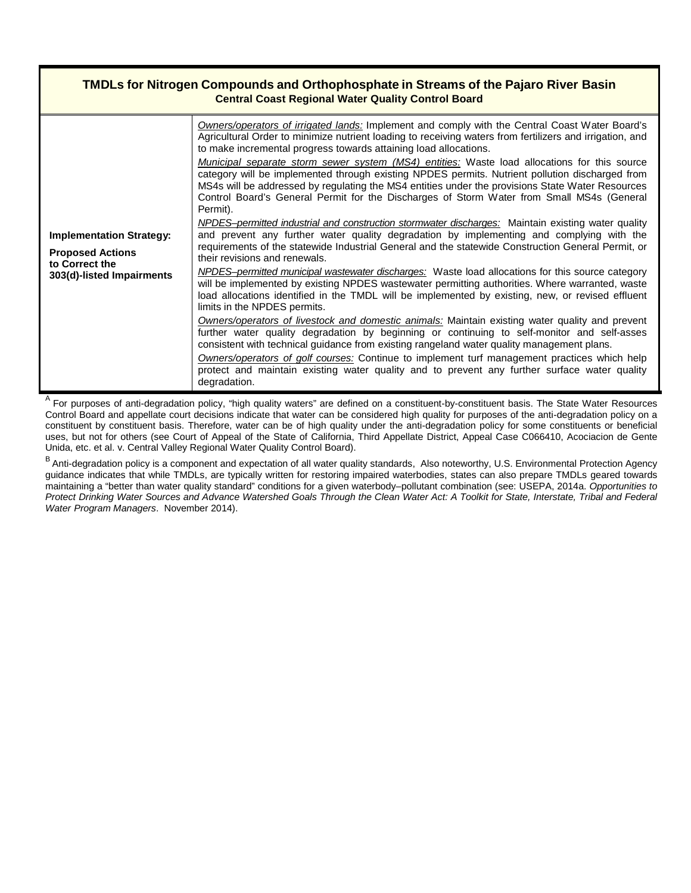| TMDLs for Nitrogen Compounds and Orthophosphate in Streams of the Pajaro River Basin<br>Central Coast Regional Water Quality Control Board | |
|---|---|
| **Implementation Strategy:**<br><br>**Proposed Actions to Correct the 303(d)-listed Impairments** | *Owners/operators of irrigated lands:* Implement and comply with the Central Coast Water Board's Agricultural Order to minimize nutrient loading to receiving waters from fertilizers and irrigation, and to make incremental progress towards attaining load allocations.<br>*Municipal separate storm sewer system (MS4) entities:* Waste load allocations for this source category will be implemented through existing NPDES permits. Nutrient pollution discharged from MS4s will be addressed by regulating the MS4 entities under the provisions State Water Resources Control Board's General Permit for the Discharges of Storm Water from Small MS4s (General Permit).<br>*NPDES–permitted industrial and construction stormwater discharges:* Maintain existing water quality and prevent any further water quality degradation by implementing and complying with the requirements of the statewide Industrial General and the statewide Construction General Permit, or their revisions and renewals.<br>*NPDES–permitted municipal wastewater discharges:* Waste load allocations for this source category will be implemented by existing NPDES wastewater permitting authorities. Where warranted, waste load allocations identified in the TMDL will be implemented by existing, new, or revised effluent limits in the NPDES permits.<br>*Owners/operators of livestock and domestic animals:* Maintain existing water quality and prevent further water quality degradation by beginning or continuing to self-monitor and self-asses consistent with technical guidance from existing rangeland water quality management plans.<br>*Owners/operators of golf courses:* Continue to implement turf management practices which help protect and maintain existing water quality and to prevent any further surface water quality degradation. |

[A] For purposes of anti-degradation policy, "high quality waters" are defined on a constituent-by-constituent basis. The State Water Resources Control Board and appellate court decisions indicate that water can be considered high quality for purposes of the anti-degradation policy on a constituent by constituent basis. Therefore, water can be of high quality under the anti-degradation policy for some constituents or beneficial uses, but not for others (see Court of Appeal of the State of California, Third Appellate District, Appeal Case C066410, Acociacion de Gente Unida, etc. et al. v. Central Valley Regional Water Quality Control Board).

[B] Anti-degradation policy is a component and expectation of all water quality standards, Also noteworthy, U.S. Environmental Protection Agency guidance indicates that while TMDLs, are typically written for restoring impaired waterbodies, states can also prepare TMDLs geared towards maintaining a "better than water quality standard" conditions for a given waterbody–pollutant combination (see: USEPA, 2014a. *Opportunities to Protect Drinking Water Sources and Advance Watershed Goals Through the Clean Water Act: A Toolkit for State, Interstate, Tribal and Federal Water Program Managers*. November 2014).